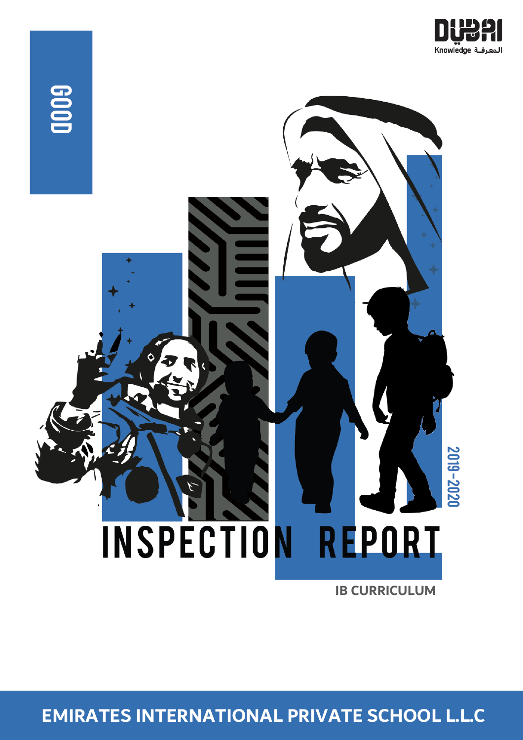GOOD

Knowledge المعرفـة

# INSPECTION REPORT

2019-2020

**IB CURRICULUM**

## EMIRATES INTERNATIONAL PRIVATE SCHOOL L.L.C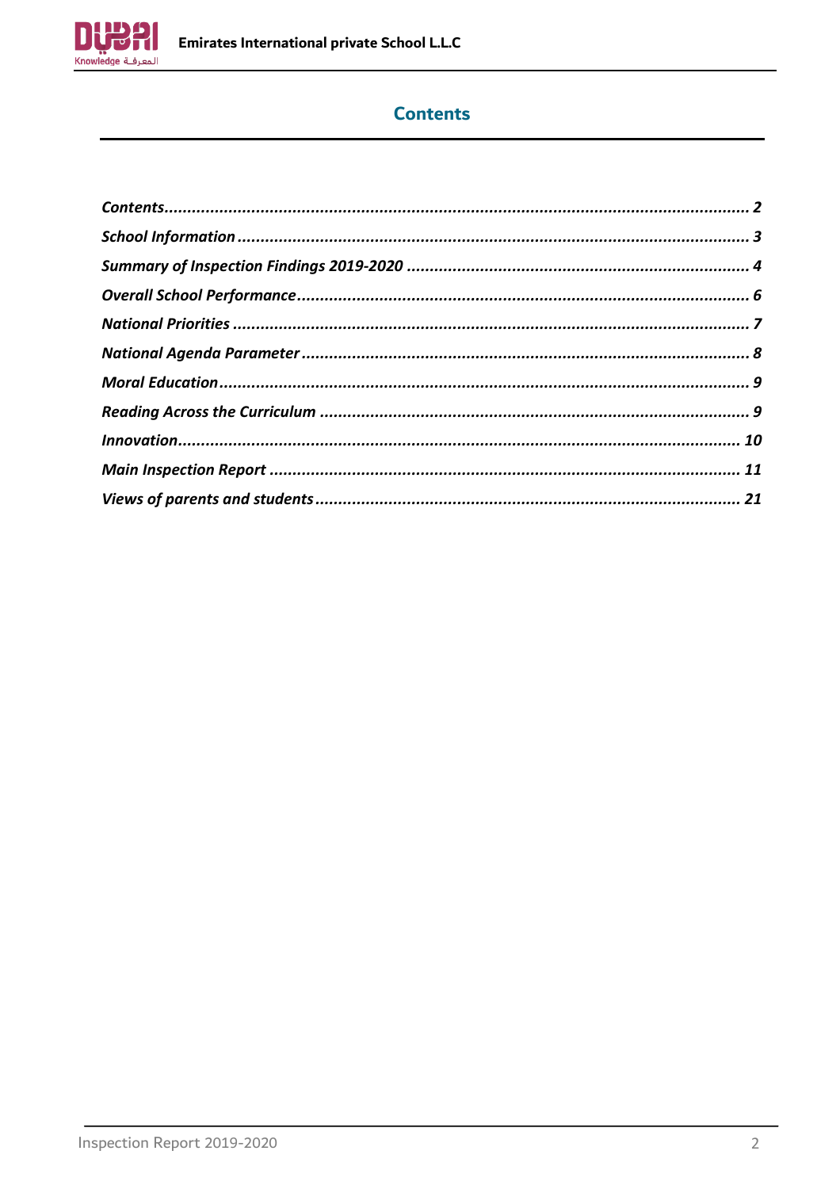## Contents

*Contents* ........................................................................ *2*
*School Information* ........................................................................ *3*
*Summary of Inspection Findings 2019-2020* ........................................................................ *4*
*Overall School Performance* ........................................................................ *6*
*National Priorities* ........................................................................ *7*
*National Agenda Parameter* ........................................................................ *8*
*Moral Education* ........................................................................ *9*
*Reading Across the Curriculum* ........................................................................ *9*
*Innovation* ........................................................................ *10*
*Main Inspection Report* ........................................................................ *11*
*Views of parents and students* ........................................................................ *21*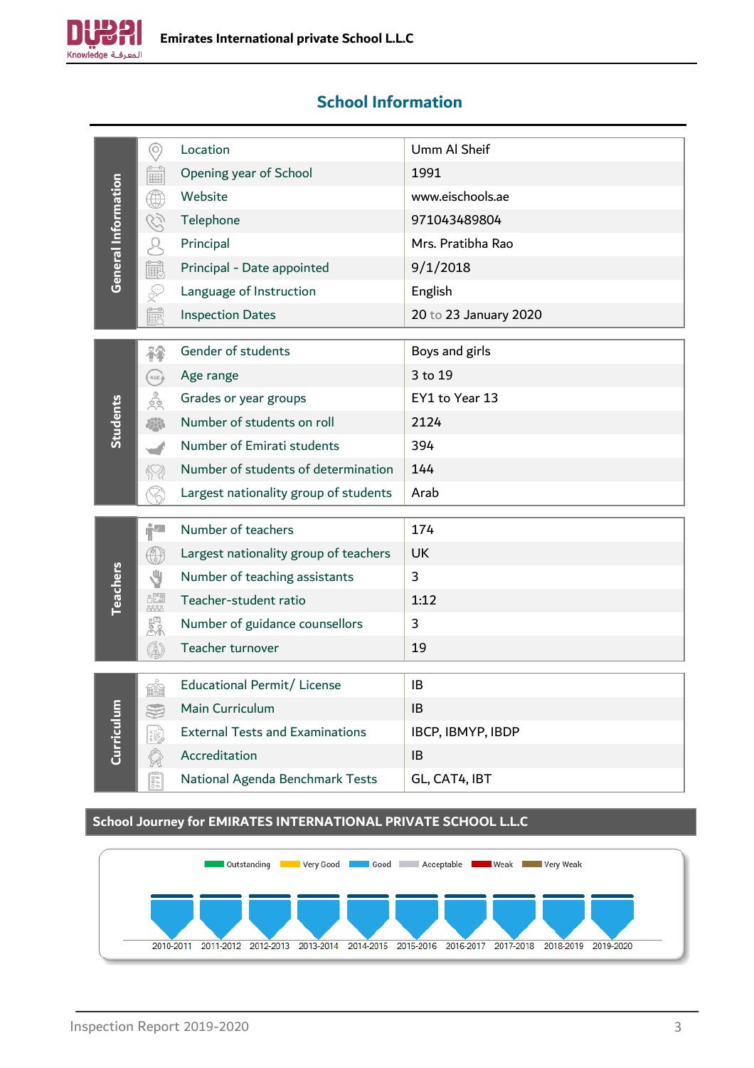# School Information

| | | |
|---|---|---|
| **General Information** | Location | Umm Al Sheif |
| | Opening year of School | 1991 |
| | Website | www.eischools.ae |
| | Telephone | 971043489804 |
| | Principal | Mrs. Pratibha Rao |
| | Principal - Date appointed | 9/1/2018 |
| | Language of Instruction | English |
| | Inspection Dates | 20 to 23 January 2020 |
| **Students** | Gender of students | Boys and girls |
| | Age range | 3 to 19 |
| | Grades or year groups | EY1 to Year 13 |
| | Number of students on roll | 2124 |
| | Number of Emirati students | 394 |
| | Number of students of determination | 144 |
| | Largest nationality group of students | Arab |
| **Teachers** | Number of teachers | 174 |
| | Largest nationality group of teachers | UK |
| | Number of teaching assistants | 3 |
| | Teacher-student ratio | 1:12 |
| | Number of guidance counsellors | 3 |
| | Teacher turnover | 19 |
| **Curriculum** | Educational Permit/ License | IB |
| | Main Curriculum | IB |
| | External Tests and Examinations | IBCP, IBMYP, IBDP |
| | Accreditation | IB |
| | National Agenda Benchmark Tests | GL, CAT4, IBT |

## School Journey for EMIRATES INTERNATIONAL PRIVATE SCHOOL L.L.C

Outstanding | Very Good | Good | Acceptable | Weak | Very Weak

| 2010-2011 | 2011-2012 | 2012-2013 | 2013-2014 | 2014-2015 | 2015-2016 | 2016-2017 | 2017-2018 | 2018-2019 | 2019-2020 |
|---|---|---|---|---|---|---|---|---|---|
| Good | Good | Good | Good | Good | Good | Good | Good | Good | Good |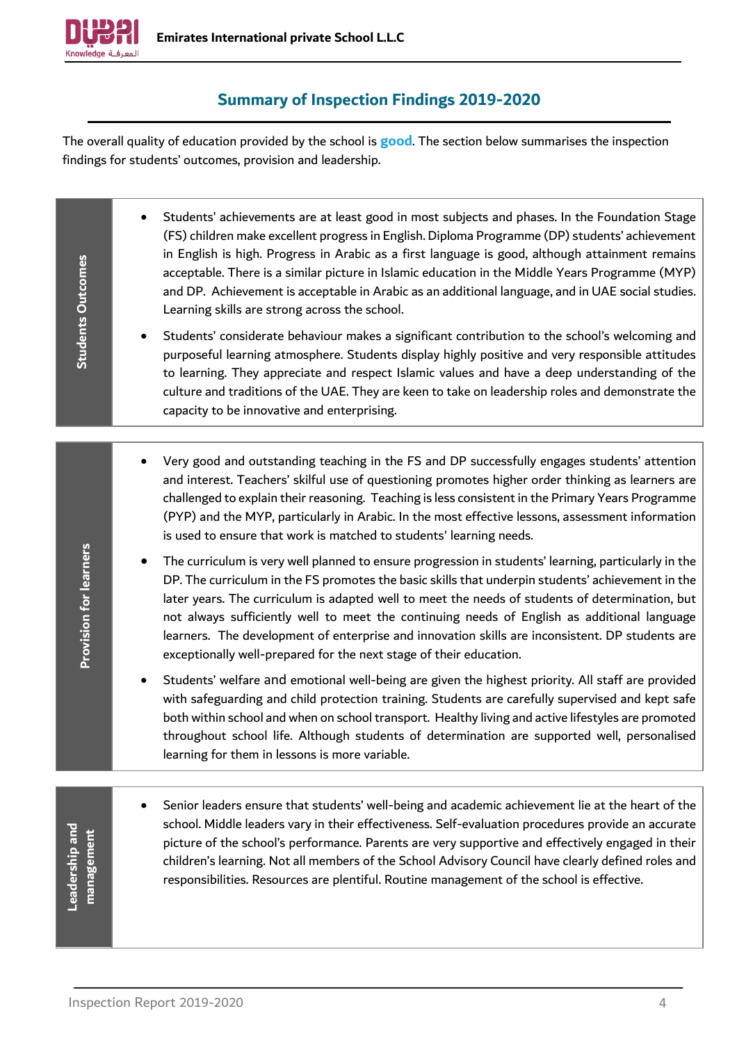## Summary of Inspection Findings 2019-2020

The overall quality of education provided by the school is **good**. The section below summarises the inspection findings for students' outcomes, provision and leadership.

| Students Outcomes | |
|---|---|
| | • Students' achievements are at least good in most subjects and phases. In the Foundation Stage (FS) children make excellent progress in English. Diploma Programme (DP) students' achievement in English is high. Progress in Arabic as a first language is good, although attainment remains acceptable. There is a similar picture in Islamic education in the Middle Years Programme (MYP) and DP. Achievement is acceptable in Arabic as an additional language, and in UAE social studies. Learning skills are strong across the school.<br>• Students' considerate behaviour makes a significant contribution to the school's welcoming and purposeful learning atmosphere. Students display highly positive and very responsible attitudes to learning. They appreciate and respect Islamic values and have a deep understanding of the culture and traditions of the UAE. They are keen to take on leadership roles and demonstrate the capacity to be innovative and enterprising. |

| Provision for learners | |
|---|---|
| | • Very good and outstanding teaching in the FS and DP successfully engages students' attention and interest. Teachers' skilful use of questioning promotes higher order thinking as learners are challenged to explain their reasoning. Teaching is less consistent in the Primary Years Programme (PYP) and the MYP, particularly in Arabic. In the most effective lessons, assessment information is used to ensure that work is matched to students' learning needs.<br>• The curriculum is very well planned to ensure progression in students' learning, particularly in the DP. The curriculum in the FS promotes the basic skills that underpin students' achievement in the later years. The curriculum is adapted well to meet the needs of students of determination, but not always sufficiently well to meet the continuing needs of English as additional language learners. The development of enterprise and innovation skills are inconsistent. DP students are exceptionally well-prepared for the next stage of their education.<br>• Students' welfare and emotional well-being are given the highest priority. All staff are provided with safeguarding and child protection training. Students are carefully supervised and kept safe both within school and when on school transport. Healthy living and active lifestyles are promoted throughout school life. Although students of determination are supported well, personalised learning for them in lessons is more variable. |

| Leadership and management | |
|---|---|
| | • Senior leaders ensure that students' well-being and academic achievement lie at the heart of the school. Middle leaders vary in their effectiveness. Self-evaluation procedures provide an accurate picture of the school's performance. Parents are very supportive and effectively engaged in their children's learning. Not all members of the School Advisory Council have clearly defined roles and responsibilities. Resources are plentiful. Routine management of the school is effective. |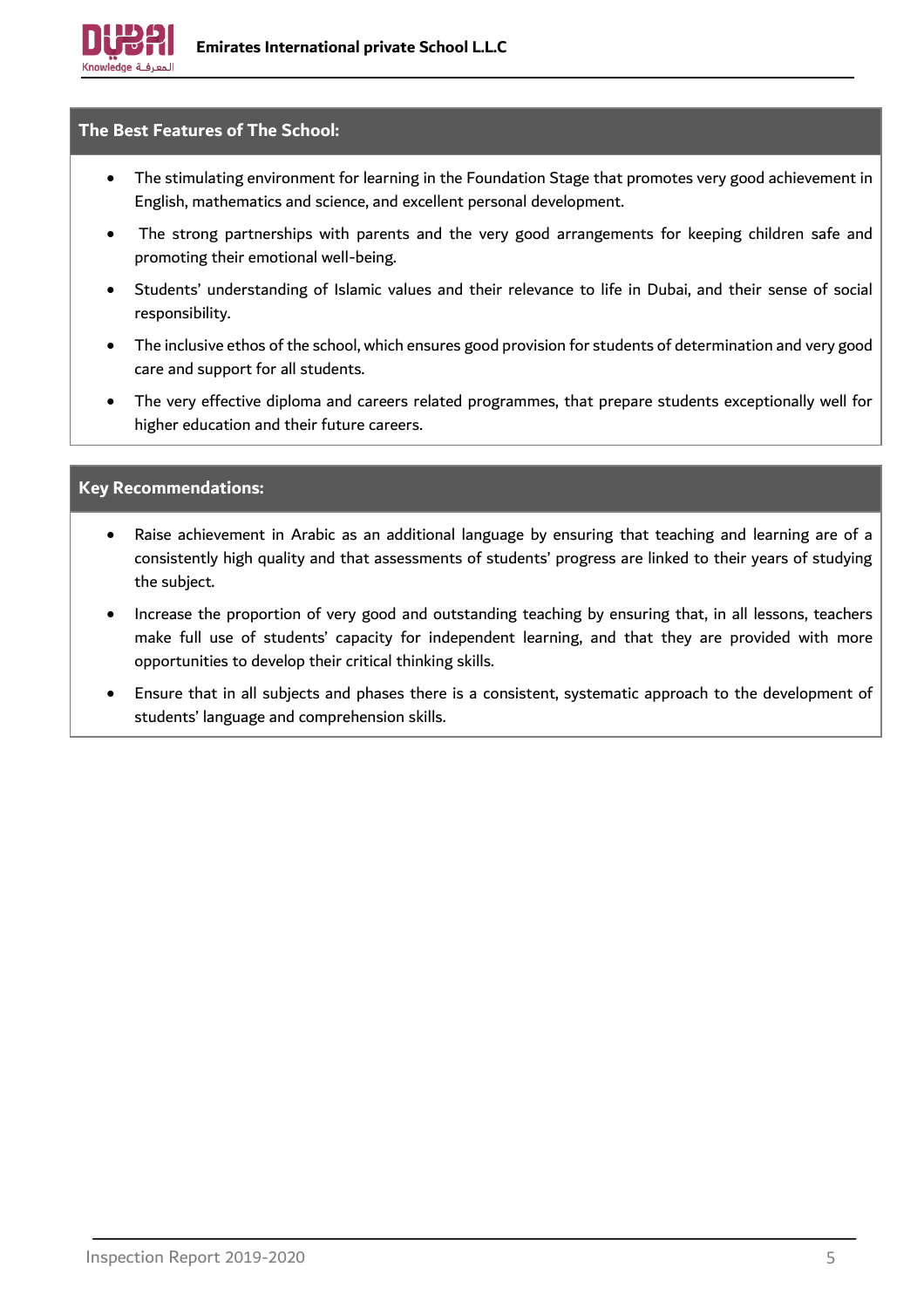## The Best Features of The School:

- The stimulating environment for learning in the Foundation Stage that promotes very good achievement in English, mathematics and science, and excellent personal development.
- The strong partnerships with parents and the very good arrangements for keeping children safe and promoting their emotional well-being.
- Students' understanding of Islamic values and their relevance to life in Dubai, and their sense of social responsibility.
- The inclusive ethos of the school, which ensures good provision for students of determination and very good care and support for all students.
- The very effective diploma and careers related programmes, that prepare students exceptionally well for higher education and their future careers.

## Key Recommendations:

- Raise achievement in Arabic as an additional language by ensuring that teaching and learning are of a consistently high quality and that assessments of students' progress are linked to their years of studying the subject.
- Increase the proportion of very good and outstanding teaching by ensuring that, in all lessons, teachers make full use of students' capacity for independent learning, and that they are provided with more opportunities to develop their critical thinking skills.
- Ensure that in all subjects and phases there is a consistent, systematic approach to the development of students' language and comprehension skills.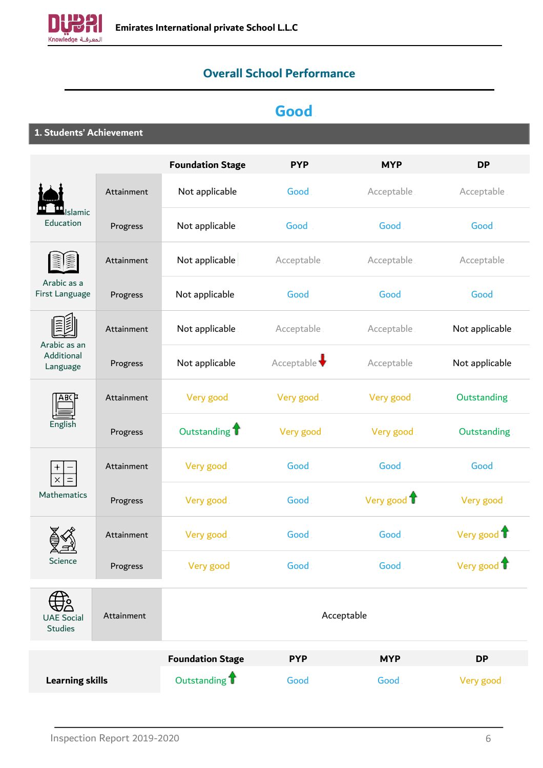## Overall School Performance

# Good

### 1. Students' Achievement

| | | Foundation Stage | PYP | MYP | DP |
|---|---|---|---|---|---|
| Islamic Education | Attainment | Not applicable | Good | Acceptable | Acceptable |
| | Progress | Not applicable | Good | Good | Good |
| Arabic as a First Language | Attainment | Not applicable | Acceptable | Acceptable | Acceptable |
| | Progress | Not applicable | Good | Good | Good |
| Arabic as an Additional Language | Attainment | Not applicable | Acceptable | Acceptable | Not applicable |
| | Progress | Not applicable | Acceptable ↓ | Acceptable | Not applicable |
| English | Attainment | Very good | Very good | Very good | Outstanding |
| | Progress | Outstanding ↑ | Very good | Very good | Outstanding |
| Mathematics | Attainment | Very good | Good | Good | Good |
| | Progress | Very good | Good | Very good ↑ | Very good |
| Science | Attainment | Very good | Good | Good | Very good ↑ |
| | Progress | Very good | Good | Good | Very good ↑ |
| UAE Social Studies | Attainment | Acceptable | | | |

| | Foundation Stage | PYP | MYP | DP |
|---|---|---|---|---|
| **Learning skills** | Outstanding ↑ | Good | Good | Very good |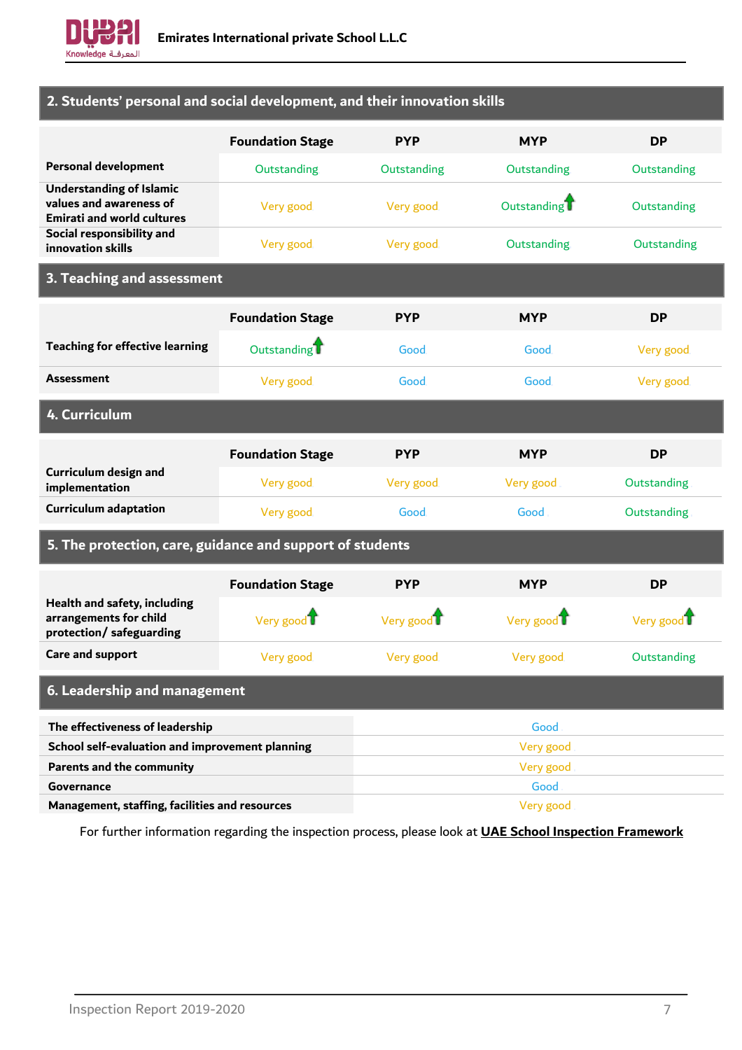## 2. Students' personal and social development, and their innovation skills

| | Foundation Stage | PYP | MYP | DP |
|---|---|---|---|---|
| **Personal development** | Outstanding | Outstanding | Outstanding | Outstanding |
| **Understanding of Islamic values and awareness of Emirati and world cultures** | Very good | Very good | Outstanding ↑ | Outstanding |
| **Social responsibility and innovation skills** | Very good | Very good | Outstanding | Outstanding |

## 3. Teaching and assessment

| | Foundation Stage | PYP | MYP | DP |
|---|---|---|---|---|
| **Teaching for effective learning** | Outstanding ↑ | Good | Good | Very good |
| **Assessment** | Very good | Good | Good | Very good |

## 4. Curriculum

| | Foundation Stage | PYP | MYP | DP |
|---|---|---|---|---|
| **Curriculum design and implementation** | Very good | Very good | Very good | Outstanding |
| **Curriculum adaptation** | Very good | Good | Good | Outstanding |

## 5. The protection, care, guidance and support of students

| | Foundation Stage | PYP | MYP | DP |
|---|---|---|---|---|
| **Health and safety, including arrangements for child protection/ safeguarding** | Very good ↑ | Very good ↑ | Very good ↑ | Very good ↑ |
| **Care and support** | Very good | Very good | Very good | Outstanding |

## 6. Leadership and management

| | |
|---|---|
| **The effectiveness of leadership** | Good |
| **School self-evaluation and improvement planning** | Very good |
| **Parents and the community** | Very good |
| **Governance** | Good |
| **Management, staffing, facilities and resources** | Very good |

For further information regarding the inspection process, please look at **UAE School Inspection Framework**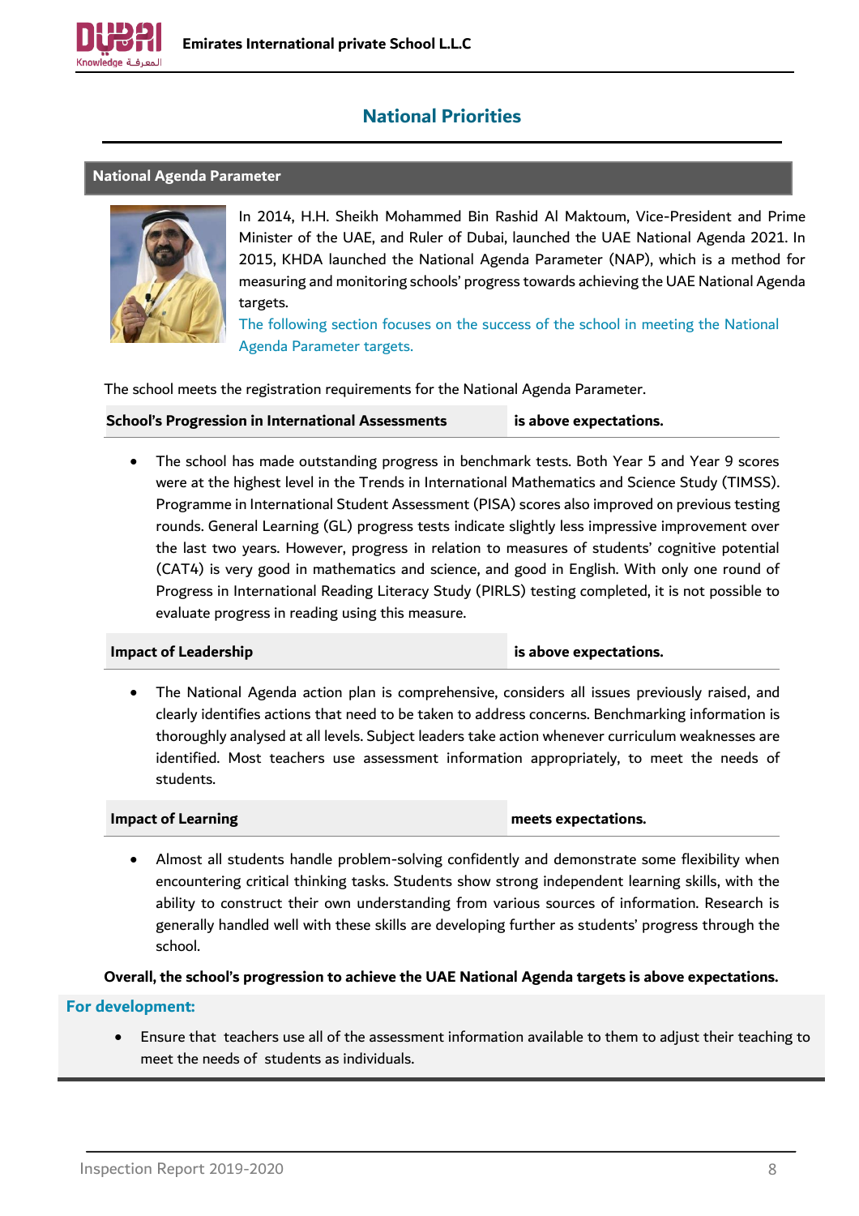## National Priorities

### National Agenda Parameter

In 2014, H.H. Sheikh Mohammed Bin Rashid Al Maktoum, Vice-President and Prime Minister of the UAE, and Ruler of Dubai, launched the UAE National Agenda 2021. In 2015, KHDA launched the National Agenda Parameter (NAP), which is a method for measuring and monitoring schools' progress towards achieving the UAE National Agenda targets.

The following section focuses on the success of the school in meeting the National Agenda Parameter targets.

The school meets the registration requirements for the National Agenda Parameter.

| School's Progression in International Assessments | is above expectations. |
|---|---|

- The school has made outstanding progress in benchmark tests. Both Year 5 and Year 9 scores were at the highest level in the Trends in International Mathematics and Science Study (TIMSS). Programme in International Student Assessment (PISA) scores also improved on previous testing rounds. General Learning (GL) progress tests indicate slightly less impressive improvement over the last two years. However, progress in relation to measures of students' cognitive potential (CAT4) is very good in mathematics and science, and good in English. With only one round of Progress in International Reading Literacy Study (PIRLS) testing completed, it is not possible to evaluate progress in reading using this measure.

| Impact of Leadership | is above expectations. |
|---|---|

- The National Agenda action plan is comprehensive, considers all issues previously raised, and clearly identifies actions that need to be taken to address concerns. Benchmarking information is thoroughly analysed at all levels. Subject leaders take action whenever curriculum weaknesses are identified. Most teachers use assessment information appropriately, to meet the needs of students.

| Impact of Learning | meets expectations. |
|---|---|

- Almost all students handle problem-solving confidently and demonstrate some flexibility when encountering critical thinking tasks. Students show strong independent learning skills, with the ability to construct their own understanding from various sources of information. Research is generally handled well with these skills are developing further as students' progress through the school.

**Overall, the school's progression to achieve the UAE National Agenda targets is above expectations.**

**For development:**

- Ensure that teachers use all of the assessment information available to them to adjust their teaching to meet the needs of students as individuals.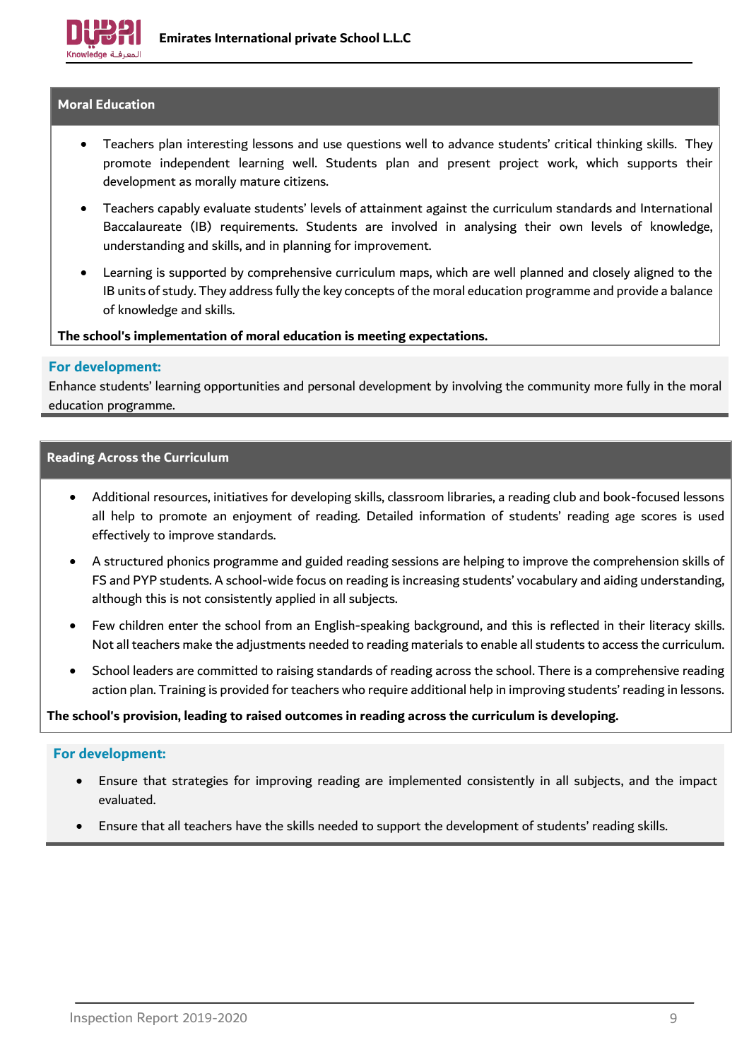## Moral Education

- Teachers plan interesting lessons and use questions well to advance students' critical thinking skills. They promote independent learning well. Students plan and present project work, which supports their development as morally mature citizens.
- Teachers capably evaluate students' levels of attainment against the curriculum standards and International Baccalaureate (IB) requirements. Students are involved in analysing their own levels of knowledge, understanding and skills, and in planning for improvement.
- Learning is supported by comprehensive curriculum maps, which are well planned and closely aligned to the IB units of study. They address fully the key concepts of the moral education programme and provide a balance of knowledge and skills.

**The school's implementation of moral education is meeting expectations.**

### For development:

Enhance students' learning opportunities and personal development by involving the community more fully in the moral education programme.

## Reading Across the Curriculum

- Additional resources, initiatives for developing skills, classroom libraries, a reading club and book-focused lessons all help to promote an enjoyment of reading. Detailed information of students' reading age scores is used effectively to improve standards.
- A structured phonics programme and guided reading sessions are helping to improve the comprehension skills of FS and PYP students. A school-wide focus on reading is increasing students' vocabulary and aiding understanding, although this is not consistently applied in all subjects.
- Few children enter the school from an English-speaking background, and this is reflected in their literacy skills. Not all teachers make the adjustments needed to reading materials to enable all students to access the curriculum.
- School leaders are committed to raising standards of reading across the school. There is a comprehensive reading action plan. Training is provided for teachers who require additional help in improving students' reading in lessons.

**The school's provision, leading to raised outcomes in reading across the curriculum is developing.**

### For development:

- Ensure that strategies for improving reading are implemented consistently in all subjects, and the impact evaluated.
- Ensure that all teachers have the skills needed to support the development of students' reading skills.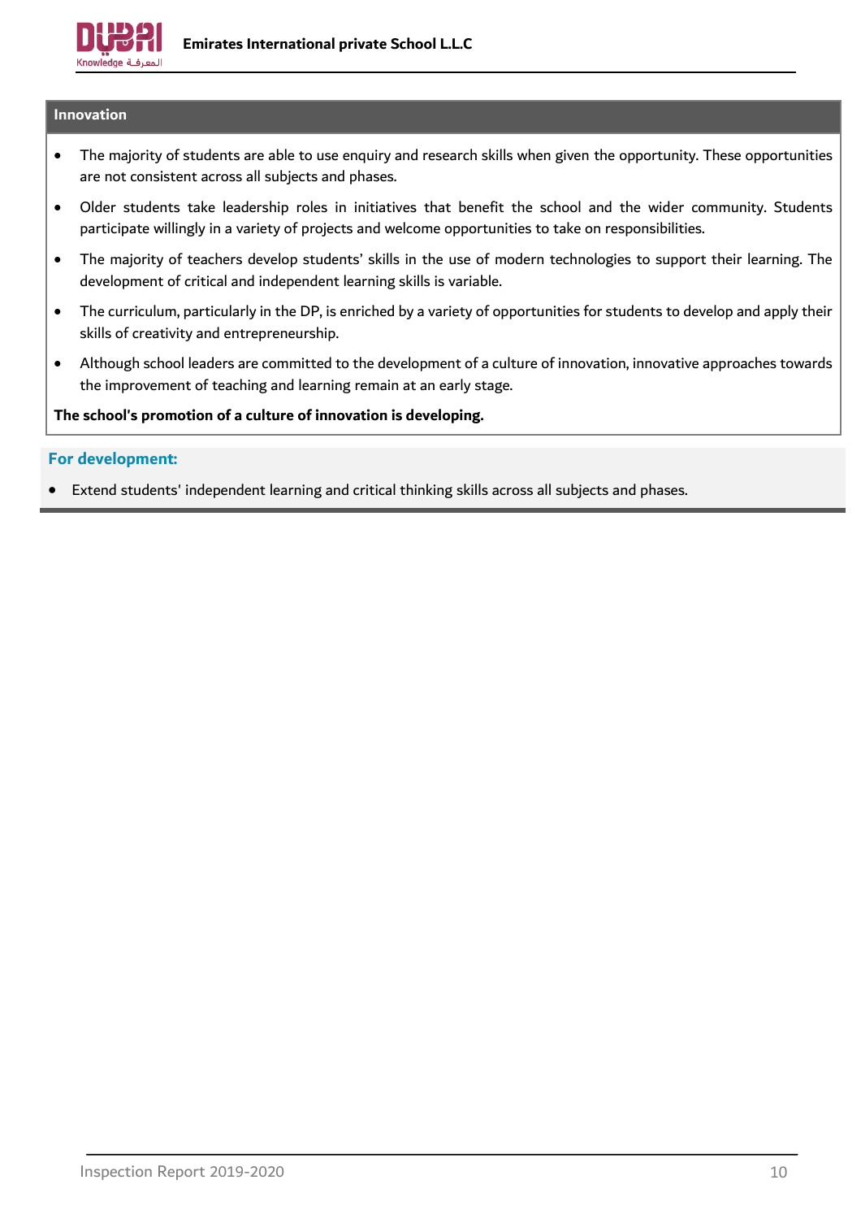## Innovation

- The majority of students are able to use enquiry and research skills when given the opportunity. These opportunities are not consistent across all subjects and phases.
- Older students take leadership roles in initiatives that benefit the school and the wider community. Students participate willingly in a variety of projects and welcome opportunities to take on responsibilities.
- The majority of teachers develop students' skills in the use of modern technologies to support their learning. The development of critical and independent learning skills is variable.
- The curriculum, particularly in the DP, is enriched by a variety of opportunities for students to develop and apply their skills of creativity and entrepreneurship.
- Although school leaders are committed to the development of a culture of innovation, innovative approaches towards the improvement of teaching and learning remain at an early stage.

**The school's promotion of a culture of innovation is developing.**

### For development:

- Extend students' independent learning and critical thinking skills across all subjects and phases.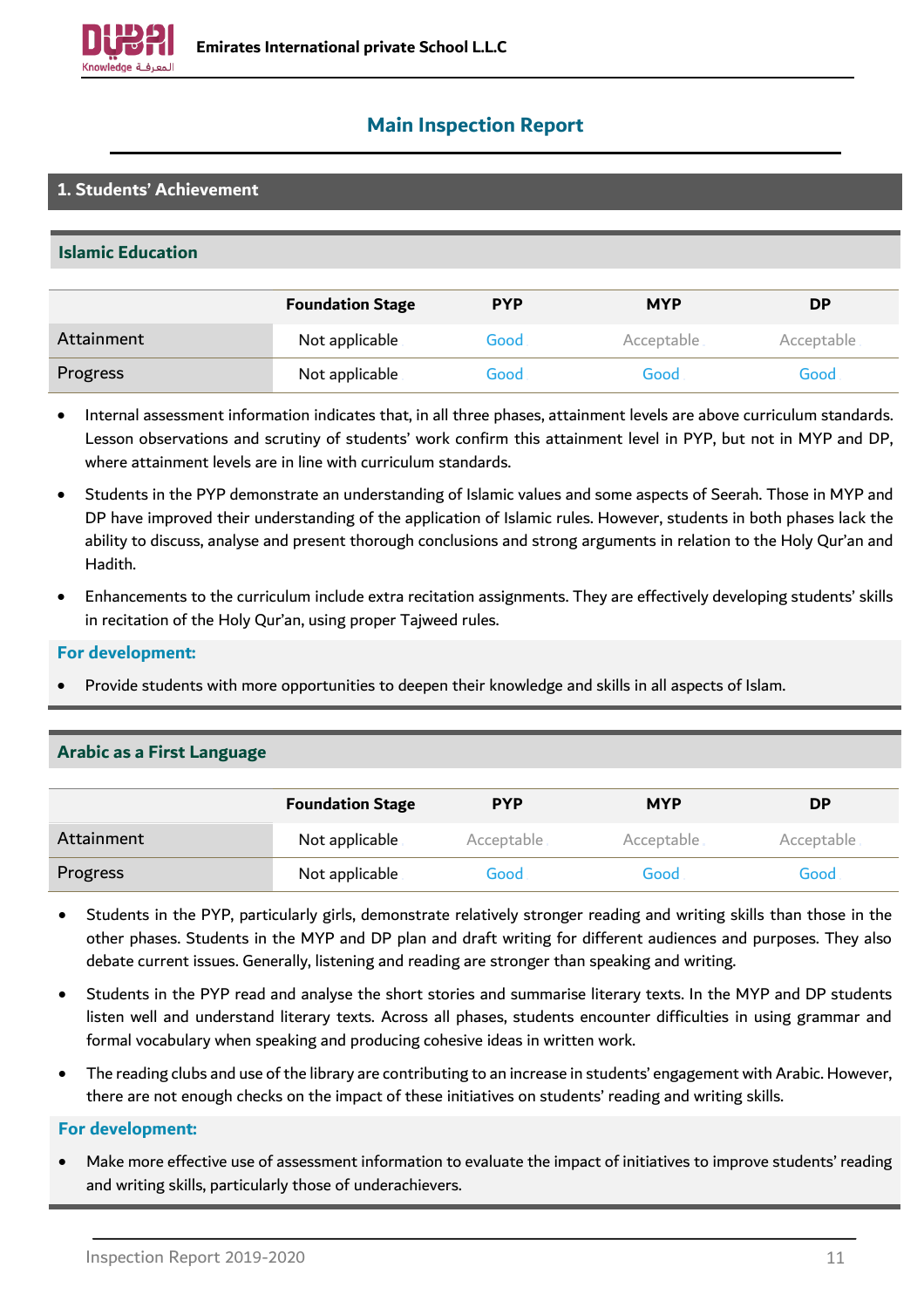## Main Inspection Report

### 1. Students' Achievement

#### Islamic Education

| | Foundation Stage | PYP | MYP | DP |
|---|---|---|---|---|
| Attainment | Not applicable | Good | Acceptable | Acceptable |
| Progress | Not applicable | Good | Good | Good |

- Internal assessment information indicates that, in all three phases, attainment levels are above curriculum standards. Lesson observations and scrutiny of students' work confirm this attainment level in PYP, but not in MYP and DP, where attainment levels are in line with curriculum standards.
- Students in the PYP demonstrate an understanding of Islamic values and some aspects of Seerah. Those in MYP and DP have improved their understanding of the application of Islamic rules. However, students in both phases lack the ability to discuss, analyse and present thorough conclusions and strong arguments in relation to the Holy Qur'an and Hadith.
- Enhancements to the curriculum include extra recitation assignments. They are effectively developing students' skills in recitation of the Holy Qur'an, using proper Tajweed rules.

**For development:**

- Provide students with more opportunities to deepen their knowledge and skills in all aspects of Islam.

#### Arabic as a First Language

| | Foundation Stage | PYP | MYP | DP |
|---|---|---|---|---|
| Attainment | Not applicable | Acceptable | Acceptable | Acceptable |
| Progress | Not applicable | Good | Good | Good |

- Students in the PYP, particularly girls, demonstrate relatively stronger reading and writing skills than those in the other phases. Students in the MYP and DP plan and draft writing for different audiences and purposes. They also debate current issues. Generally, listening and reading are stronger than speaking and writing.
- Students in the PYP read and analyse the short stories and summarise literary texts. In the MYP and DP students listen well and understand literary texts. Across all phases, students encounter difficulties in using grammar and formal vocabulary when speaking and producing cohesive ideas in written work.
- The reading clubs and use of the library are contributing to an increase in students' engagement with Arabic. However, there are not enough checks on the impact of these initiatives on students' reading and writing skills.

**For development:**

- Make more effective use of assessment information to evaluate the impact of initiatives to improve students' reading and writing skills, particularly those of underachievers.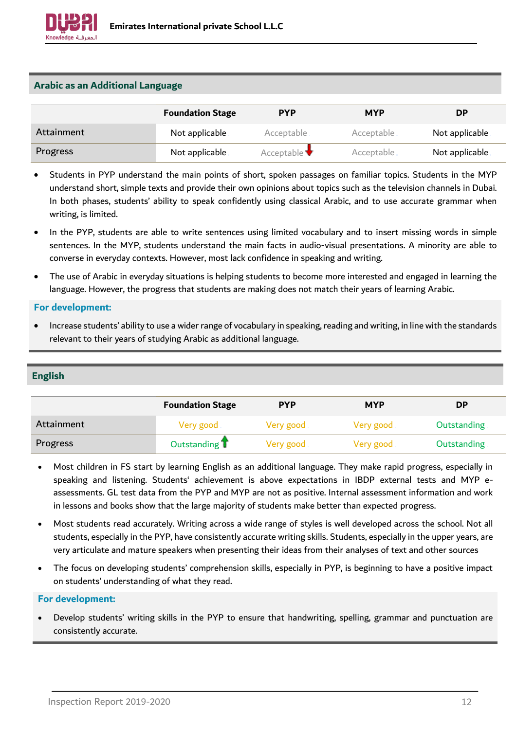## Arabic as an Additional Language

| | Foundation Stage | PYP | MYP | DP |
|---|---|---|---|---|
| Attainment | Not applicable | Acceptable | Acceptable | Not applicable |
| Progress | Not applicable | Acceptable ↓ | Acceptable | Not applicable |

- Students in PYP understand the main points of short, spoken passages on familiar topics. Students in the MYP understand short, simple texts and provide their own opinions about topics such as the television channels in Dubai. In both phases, students' ability to speak confidently using classical Arabic, and to use accurate grammar when writing, is limited.
- In the PYP, students are able to write sentences using limited vocabulary and to insert missing words in simple sentences. In the MYP, students understand the main facts in audio-visual presentations. A minority are able to converse in everyday contexts. However, most lack confidence in speaking and writing.
- The use of Arabic in everyday situations is helping students to become more interested and engaged in learning the language. However, the progress that students are making does not match their years of learning Arabic.

**For development:**

- Increase students' ability to use a wider range of vocabulary in speaking, reading and writing, in line with the standards relevant to their years of studying Arabic as additional language.

## English

| | Foundation Stage | PYP | MYP | DP |
|---|---|---|---|---|
| Attainment | Very good | Very good | Very good | Outstanding |
| Progress | Outstanding ↑ | Very good | Very good | Outstanding |

- Most children in FS start by learning English as an additional language. They make rapid progress, especially in speaking and listening. Students' achievement is above expectations in IBDP external tests and MYP e-assessments. GL test data from the PYP and MYP are not as positive. Internal assessment information and work in lessons and books show that the large majority of students make better than expected progress.
- Most students read accurately. Writing across a wide range of styles is well developed across the school. Not all students, especially in the PYP, have consistently accurate writing skills. Students, especially in the upper years, are very articulate and mature speakers when presenting their ideas from their analyses of text and other sources
- The focus on developing students' comprehension skills, especially in PYP, is beginning to have a positive impact on students' understanding of what they read.

**For development:**

- Develop students' writing skills in the PYP to ensure that handwriting, spelling, grammar and punctuation are consistently accurate.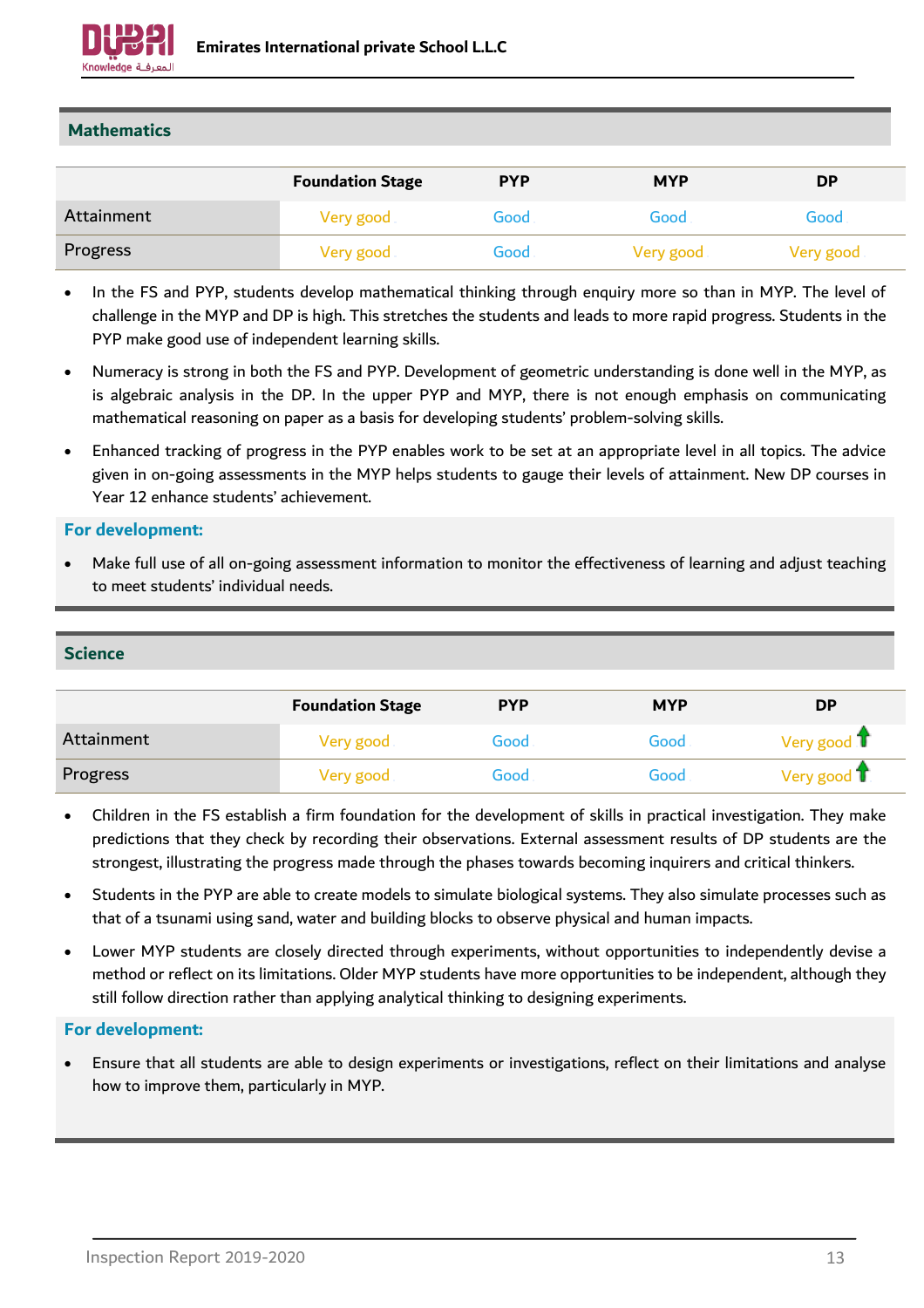## Mathematics

| | Foundation Stage | PYP | MYP | DP |
|---|---|---|---|---|
| Attainment | Very good | Good | Good | Good |
| Progress | Very good | Good | Very good | Very good |

- In the FS and PYP, students develop mathematical thinking through enquiry more so than in MYP. The level of challenge in the MYP and DP is high. This stretches the students and leads to more rapid progress. Students in the PYP make good use of independent learning skills.
- Numeracy is strong in both the FS and PYP. Development of geometric understanding is done well in the MYP, as is algebraic analysis in the DP. In the upper PYP and MYP, there is not enough emphasis on communicating mathematical reasoning on paper as a basis for developing students' problem-solving skills.
- Enhanced tracking of progress in the PYP enables work to be set at an appropriate level in all topics. The advice given in on-going assessments in the MYP helps students to gauge their levels of attainment. New DP courses in Year 12 enhance students' achievement.

**For development:**

- Make full use of all on-going assessment information to monitor the effectiveness of learning and adjust teaching to meet students' individual needs.

## Science

| | Foundation Stage | PYP | MYP | DP |
|---|---|---|---|---|
| Attainment | Very good | Good | Good | Very good ↑ |
| Progress | Very good | Good | Good | Very good ↑ |

- Children in the FS establish a firm foundation for the development of skills in practical investigation. They make predictions that they check by recording their observations. External assessment results of DP students are the strongest, illustrating the progress made through the phases towards becoming inquirers and critical thinkers.
- Students in the PYP are able to create models to simulate biological systems. They also simulate processes such as that of a tsunami using sand, water and building blocks to observe physical and human impacts.
- Lower MYP students are closely directed through experiments, without opportunities to independently devise a method or reflect on its limitations. Older MYP students have more opportunities to be independent, although they still follow direction rather than applying analytical thinking to designing experiments.

**For development:**

- Ensure that all students are able to design experiments or investigations, reflect on their limitations and analyse how to improve them, particularly in MYP.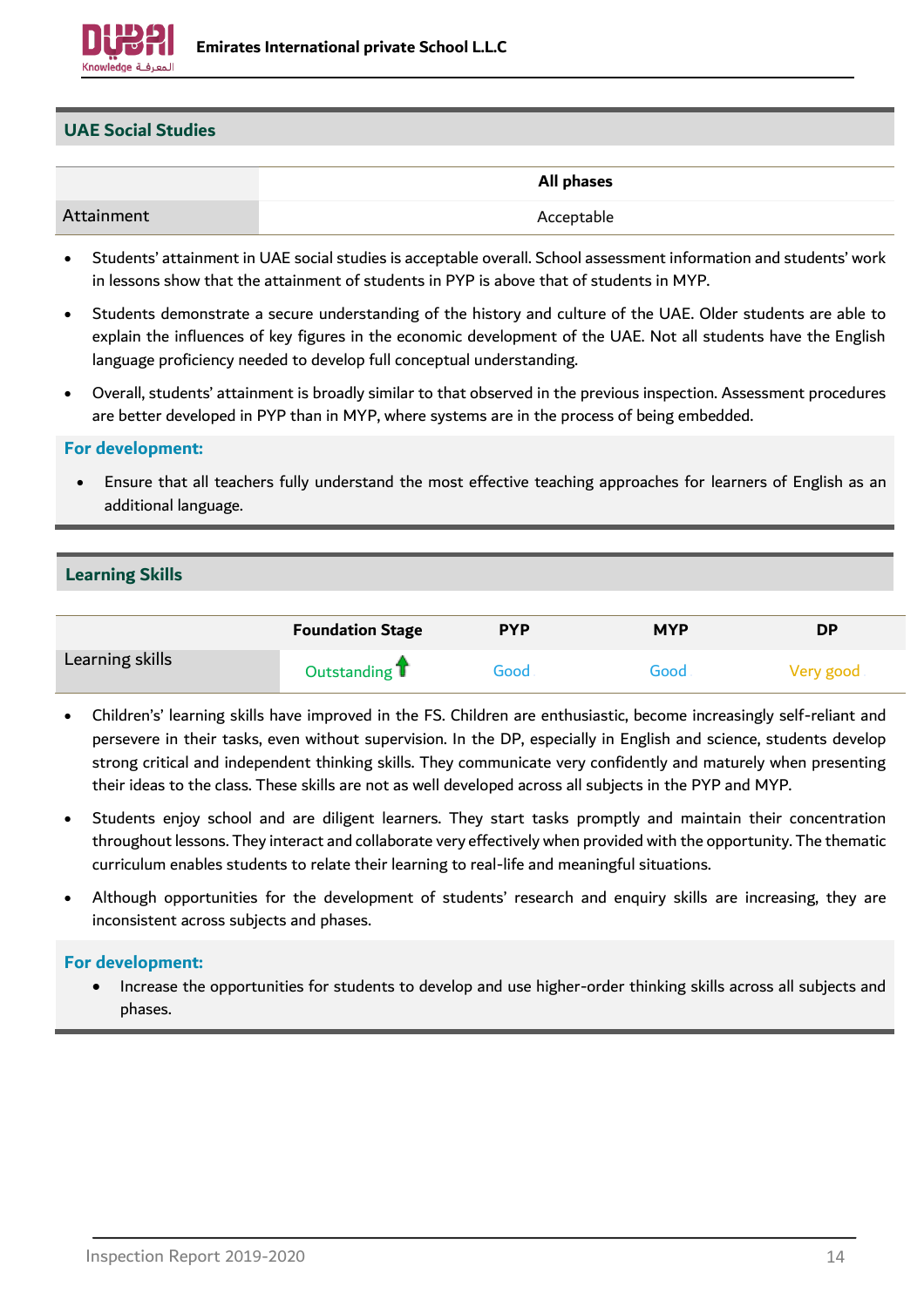## UAE Social Studies

| | All phases |
|---|---|
| Attainment | Acceptable |

- Students' attainment in UAE social studies is acceptable overall. School assessment information and students' work in lessons show that the attainment of students in PYP is above that of students in MYP.
- Students demonstrate a secure understanding of the history and culture of the UAE. Older students are able to explain the influences of key figures in the economic development of the UAE. Not all students have the English language proficiency needed to develop full conceptual understanding.
- Overall, students' attainment is broadly similar to that observed in the previous inspection. Assessment procedures are better developed in PYP than in MYP, where systems are in the process of being embedded.

**For development:**

- Ensure that all teachers fully understand the most effective teaching approaches for learners of English as an additional language.

## Learning Skills

| | Foundation Stage | PYP | MYP | DP |
|---|---|---|---|---|
| Learning skills | Outstanding ↑ | Good | Good | Very good |

- Children's' learning skills have improved in the FS. Children are enthusiastic, become increasingly self-reliant and persevere in their tasks, even without supervision. In the DP, especially in English and science, students develop strong critical and independent thinking skills. They communicate very confidently and maturely when presenting their ideas to the class. These skills are not as well developed across all subjects in the PYP and MYP.
- Students enjoy school and are diligent learners. They start tasks promptly and maintain their concentration throughout lessons. They interact and collaborate very effectively when provided with the opportunity. The thematic curriculum enables students to relate their learning to real-life and meaningful situations.
- Although opportunities for the development of students' research and enquiry skills are increasing, they are inconsistent across subjects and phases.

**For development:**

- Increase the opportunities for students to develop and use higher-order thinking skills across all subjects and phases.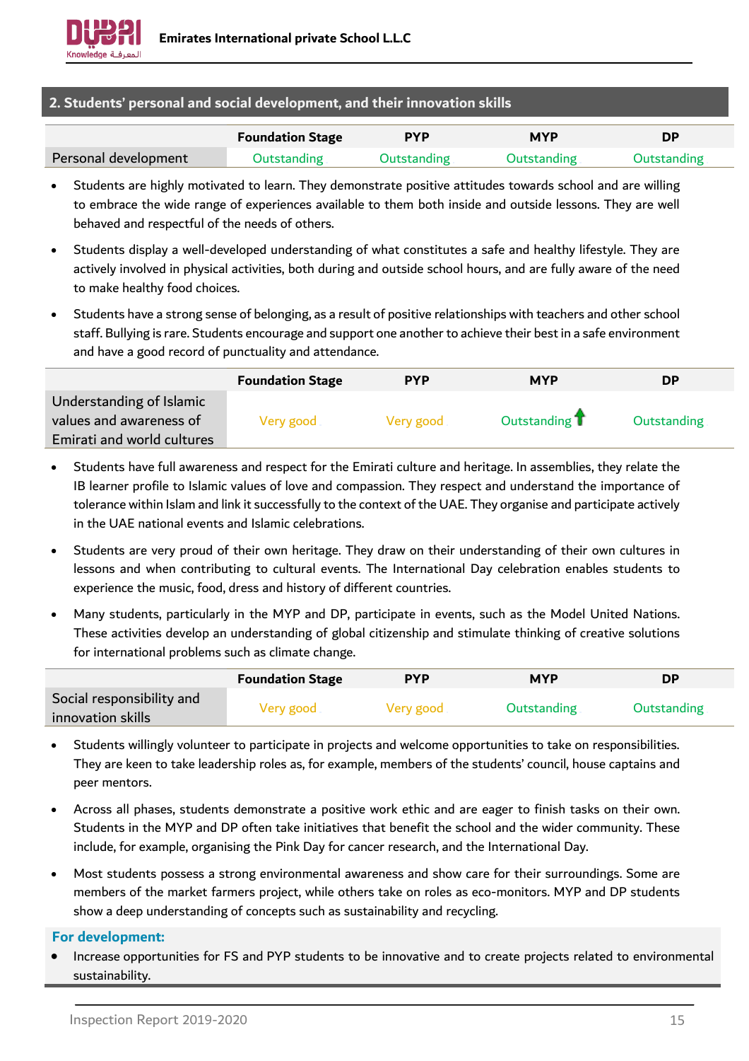## 2. Students' personal and social development, and their innovation skills

| | Foundation Stage | PYP | MYP | DP |
|---|---|---|---|---|
| Personal development | Outstanding | Outstanding | Outstanding | Outstanding |

- Students are highly motivated to learn. They demonstrate positive attitudes towards school and are willing to embrace the wide range of experiences available to them both inside and outside lessons. They are well behaved and respectful of the needs of others.
- Students display a well-developed understanding of what constitutes a safe and healthy lifestyle. They are actively involved in physical activities, both during and outside school hours, and are fully aware of the need to make healthy food choices.
- Students have a strong sense of belonging, as a result of positive relationships with teachers and other school staff. Bullying is rare. Students encourage and support one another to achieve their best in a safe environment and have a good record of punctuality and attendance.

| | Foundation Stage | PYP | MYP | DP |
|---|---|---|---|---|
| Understanding of Islamic values and awareness of Emirati and world cultures | Very good | Very good | Outstanding ↑ | Outstanding |

- Students have full awareness and respect for the Emirati culture and heritage. In assemblies, they relate the IB learner profile to Islamic values of love and compassion. They respect and understand the importance of tolerance within Islam and link it successfully to the context of the UAE. They organise and participate actively in the UAE national events and Islamic celebrations.
- Students are very proud of their own heritage. They draw on their understanding of their own cultures in lessons and when contributing to cultural events. The International Day celebration enables students to experience the music, food, dress and history of different countries.
- Many students, particularly in the MYP and DP, participate in events, such as the Model United Nations. These activities develop an understanding of global citizenship and stimulate thinking of creative solutions for international problems such as climate change.

| | Foundation Stage | PYP | MYP | DP |
|---|---|---|---|---|
| Social responsibility and innovation skills | Very good | Very good | Outstanding | Outstanding |

- Students willingly volunteer to participate in projects and welcome opportunities to take on responsibilities. They are keen to take leadership roles as, for example, members of the students' council, house captains and peer mentors.
- Across all phases, students demonstrate a positive work ethic and are eager to finish tasks on their own. Students in the MYP and DP often take initiatives that benefit the school and the wider community. These include, for example, organising the Pink Day for cancer research, and the International Day.
- Most students possess a strong environmental awareness and show care for their surroundings. Some are members of the market farmers project, while others take on roles as eco-monitors. MYP and DP students show a deep understanding of concepts such as sustainability and recycling.

**For development:**

- Increase opportunities for FS and PYP students to be innovative and to create projects related to environmental sustainability.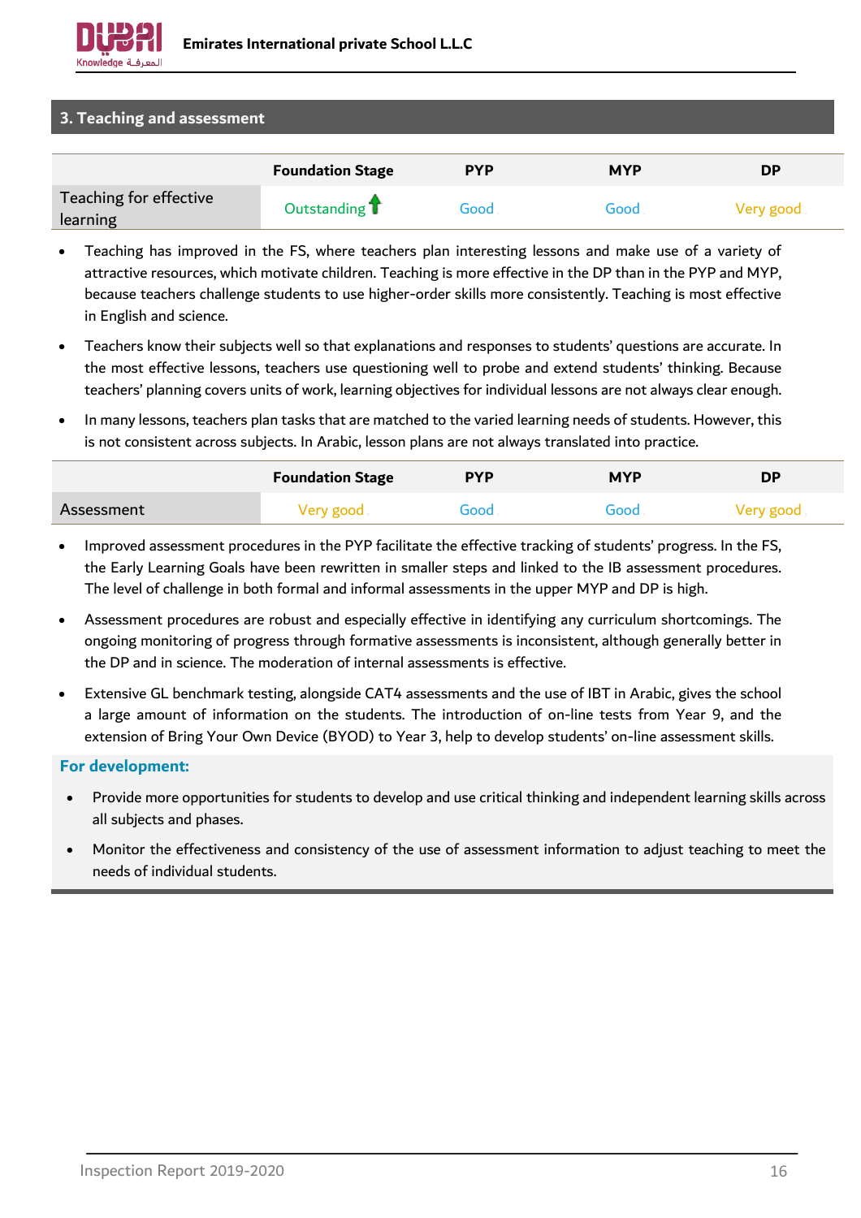## 3. Teaching and assessment

| | Foundation Stage | PYP | MYP | DP |
|---|---|---|---|---|
| Teaching for effective learning | Outstanding ↑ | Good | Good | Very good |

- Teaching has improved in the FS, where teachers plan interesting lessons and make use of a variety of attractive resources, which motivate children. Teaching is more effective in the DP than in the PYP and MYP, because teachers challenge students to use higher-order skills more consistently. Teaching is most effective in English and science.
- Teachers know their subjects well so that explanations and responses to students' questions are accurate. In the most effective lessons, teachers use questioning well to probe and extend students' thinking. Because teachers' planning covers units of work, learning objectives for individual lessons are not always clear enough.
- In many lessons, teachers plan tasks that are matched to the varied learning needs of students. However, this is not consistent across subjects. In Arabic, lesson plans are not always translated into practice.

| | Foundation Stage | PYP | MYP | DP |
|---|---|---|---|---|
| Assessment | Very good | Good | Good | Very good |

- Improved assessment procedures in the PYP facilitate the effective tracking of students' progress. In the FS, the Early Learning Goals have been rewritten in smaller steps and linked to the IB assessment procedures. The level of challenge in both formal and informal assessments in the upper MYP and DP is high.
- Assessment procedures are robust and especially effective in identifying any curriculum shortcomings. The ongoing monitoring of progress through formative assessments is inconsistent, although generally better in the DP and in science. The moderation of internal assessments is effective.
- Extensive GL benchmark testing, alongside CAT4 assessments and the use of IBT in Arabic, gives the school a large amount of information on the students. The introduction of on-line tests from Year 9, and the extension of Bring Your Own Device (BYOD) to Year 3, help to develop students' on-line assessment skills.

**For development:**

- Provide more opportunities for students to develop and use critical thinking and independent learning skills across all subjects and phases.
- Monitor the effectiveness and consistency of the use of assessment information to adjust teaching to meet the needs of individual students.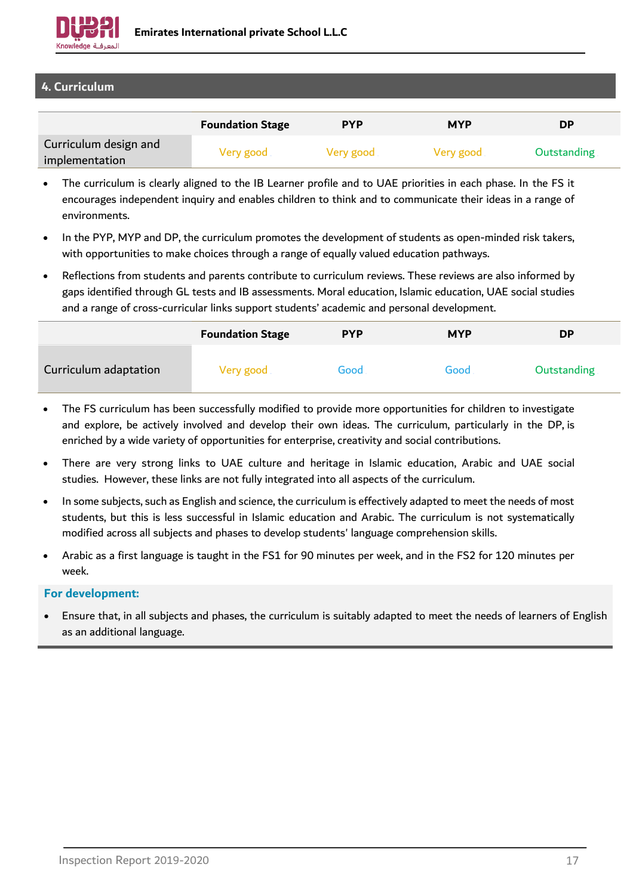## 4. Curriculum

| | Foundation Stage | PYP | MYP | DP |
|---|---|---|---|---|
| Curriculum design and implementation | Very good | Very good | Very good | Outstanding |

- The curriculum is clearly aligned to the IB Learner profile and to UAE priorities in each phase. In the FS it encourages independent inquiry and enables children to think and to communicate their ideas in a range of environments.
- In the PYP, MYP and DP, the curriculum promotes the development of students as open-minded risk takers, with opportunities to make choices through a range of equally valued education pathways.
- Reflections from students and parents contribute to curriculum reviews. These reviews are also informed by gaps identified through GL tests and IB assessments. Moral education, Islamic education, UAE social studies and a range of cross-curricular links support students' academic and personal development.

| | Foundation Stage | PYP | MYP | DP |
|---|---|---|---|---|
| Curriculum adaptation | Very good | Good | Good | Outstanding |

- The FS curriculum has been successfully modified to provide more opportunities for children to investigate and explore, be actively involved and develop their own ideas. The curriculum, particularly in the DP, is enriched by a wide variety of opportunities for enterprise, creativity and social contributions.
- There are very strong links to UAE culture and heritage in Islamic education, Arabic and UAE social studies. However, these links are not fully integrated into all aspects of the curriculum.
- In some subjects, such as English and science, the curriculum is effectively adapted to meet the needs of most students, but this is less successful in Islamic education and Arabic. The curriculum is not systematically modified across all subjects and phases to develop students' language comprehension skills.
- Arabic as a first language is taught in the FS1 for 90 minutes per week, and in the FS2 for 120 minutes per week.

**For development:**

- Ensure that, in all subjects and phases, the curriculum is suitably adapted to meet the needs of learners of English as an additional language.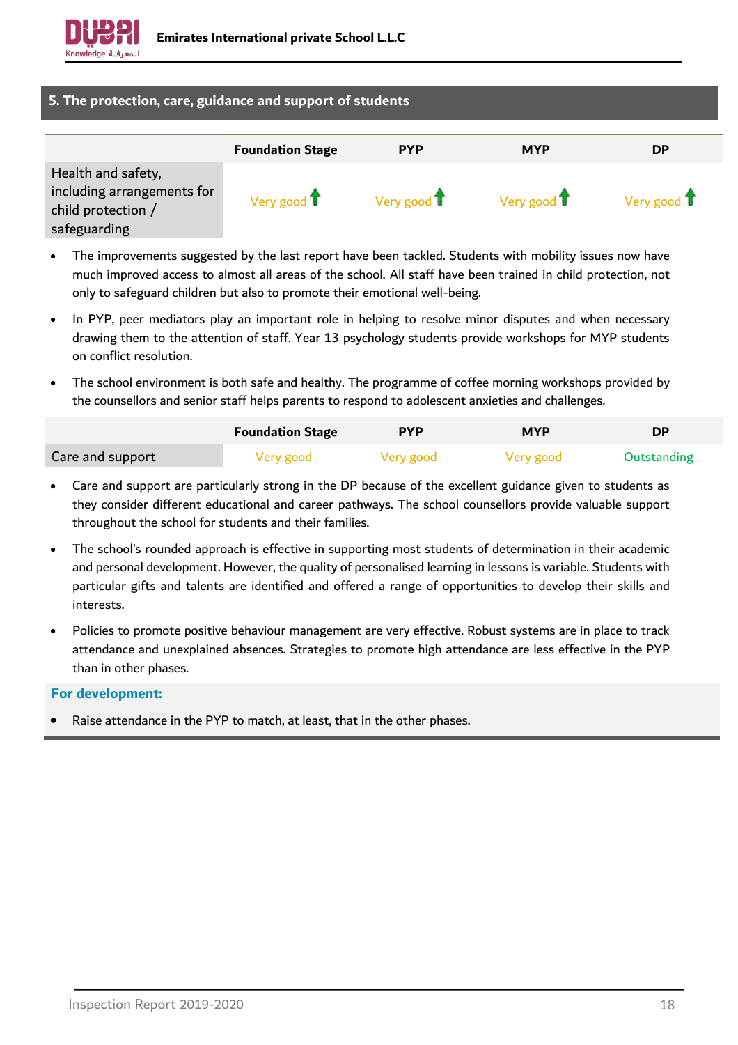## 5. The protection, care, guidance and support of students

| | Foundation Stage | PYP | MYP | DP |
|---|---|---|---|---|
| Health and safety, including arrangements for child protection / safeguarding | Very good ↑ | Very good ↑ | Very good ↑ | Very good ↑ |

- The improvements suggested by the last report have been tackled. Students with mobility issues now have much improved access to almost all areas of the school. All staff have been trained in child protection, not only to safeguard children but also to promote their emotional well-being.
- In PYP, peer mediators play an important role in helping to resolve minor disputes and when necessary drawing them to the attention of staff. Year 13 psychology students provide workshops for MYP students on conflict resolution.
- The school environment is both safe and healthy. The programme of coffee morning workshops provided by the counsellors and senior staff helps parents to respond to adolescent anxieties and challenges.

| | Foundation Stage | PYP | MYP | DP |
|---|---|---|---|---|
| Care and support | Very good | Very good | Very good | Outstanding |

- Care and support are particularly strong in the DP because of the excellent guidance given to students as they consider different educational and career pathways. The school counsellors provide valuable support throughout the school for students and their families.
- The school's rounded approach is effective in supporting most students of determination in their academic and personal development. However, the quality of personalised learning in lessons is variable. Students with particular gifts and talents are identified and offered a range of opportunities to develop their skills and interests.
- Policies to promote positive behaviour management are very effective. Robust systems are in place to track attendance and unexplained absences. Strategies to promote high attendance are less effective in the PYP than in other phases.

**For development:**

- Raise attendance in the PYP to match, at least, that in the other phases.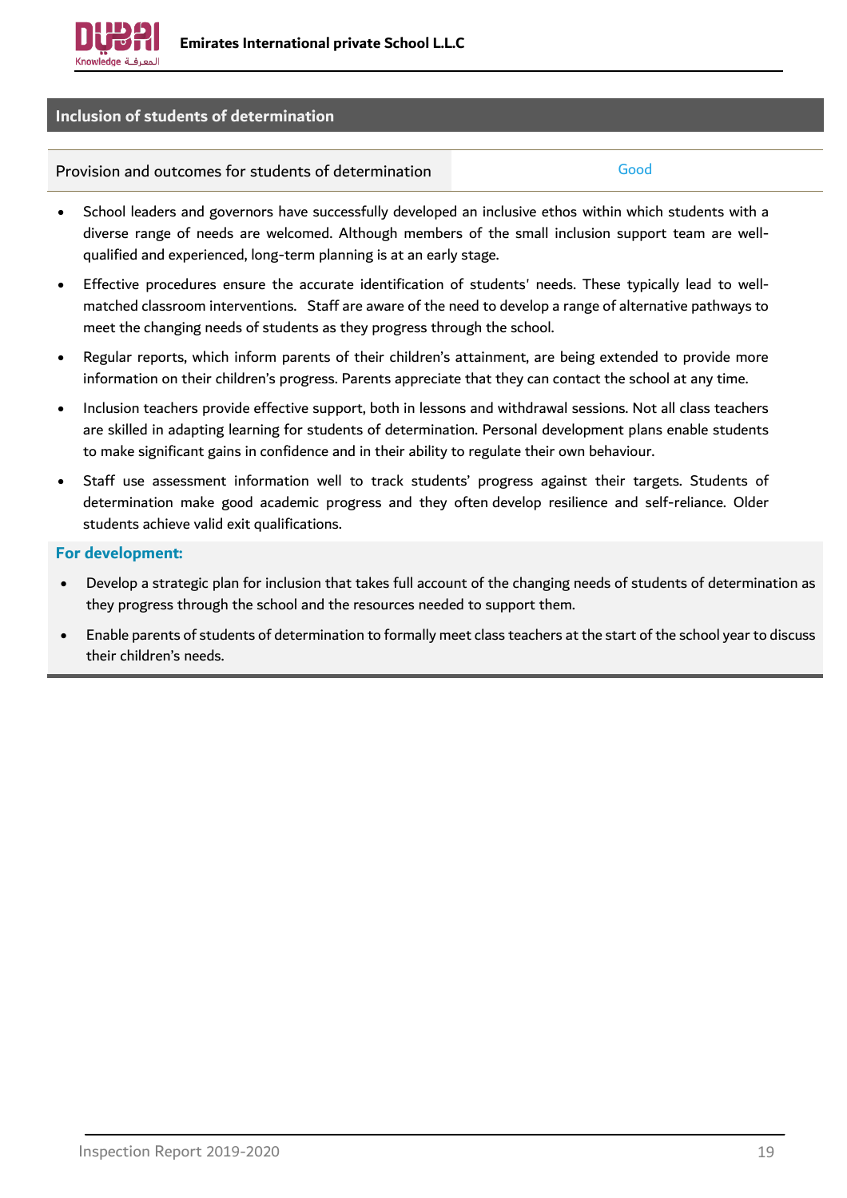## Inclusion of students of determination

| Provision and outcomes for students of determination | Good |
|---|---|

- School leaders and governors have successfully developed an inclusive ethos within which students with a diverse range of needs are welcomed. Although members of the small inclusion support team are well-qualified and experienced, long-term planning is at an early stage.
- Effective procedures ensure the accurate identification of students' needs. These typically lead to well-matched classroom interventions. Staff are aware of the need to develop a range of alternative pathways to meet the changing needs of students as they progress through the school.
- Regular reports, which inform parents of their children's attainment, are being extended to provide more information on their children's progress. Parents appreciate that they can contact the school at any time.
- Inclusion teachers provide effective support, both in lessons and withdrawal sessions. Not all class teachers are skilled in adapting learning for students of determination. Personal development plans enable students to make significant gains in confidence and in their ability to regulate their own behaviour.
- Staff use assessment information well to track students' progress against their targets. Students of determination make good academic progress and they often develop resilience and self-reliance. Older students achieve valid exit qualifications.

**For development:**

- Develop a strategic plan for inclusion that takes full account of the changing needs of students of determination as they progress through the school and the resources needed to support them.
- Enable parents of students of determination to formally meet class teachers at the start of the school year to discuss their children's needs.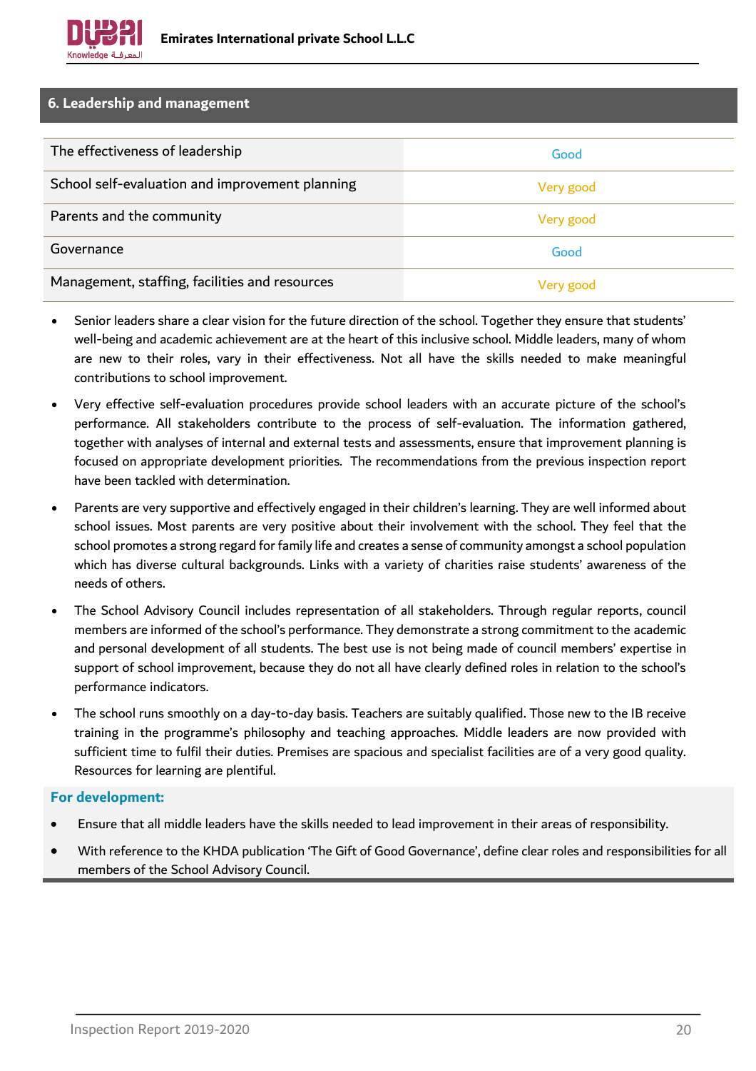## 6. Leadership and management

| | |
|---|---|
| The effectiveness of leadership | Good |
| School self-evaluation and improvement planning | Very good |
| Parents and the community | Very good |
| Governance | Good |
| Management, staffing, facilities and resources | Very good |

- Senior leaders share a clear vision for the future direction of the school. Together they ensure that students' well-being and academic achievement are at the heart of this inclusive school. Middle leaders, many of whom are new to their roles, vary in their effectiveness. Not all have the skills needed to make meaningful contributions to school improvement.
- Very effective self-evaluation procedures provide school leaders with an accurate picture of the school's performance. All stakeholders contribute to the process of self-evaluation. The information gathered, together with analyses of internal and external tests and assessments, ensure that improvement planning is focused on appropriate development priorities. The recommendations from the previous inspection report have been tackled with determination.
- Parents are very supportive and effectively engaged in their children's learning. They are well informed about school issues. Most parents are very positive about their involvement with the school. They feel that the school promotes a strong regard for family life and creates a sense of community amongst a school population which has diverse cultural backgrounds. Links with a variety of charities raise students' awareness of the needs of others.
- The School Advisory Council includes representation of all stakeholders. Through regular reports, council members are informed of the school's performance. They demonstrate a strong commitment to the academic and personal development of all students. The best use is not being made of council members' expertise in support of school improvement, because they do not all have clearly defined roles in relation to the school's performance indicators.
- The school runs smoothly on a day-to-day basis. Teachers are suitably qualified. Those new to the IB receive training in the programme's philosophy and teaching approaches. Middle leaders are now provided with sufficient time to fulfil their duties. Premises are spacious and specialist facilities are of a very good quality. Resources for learning are plentiful.

**For development:**

- Ensure that all middle leaders have the skills needed to lead improvement in their areas of responsibility.
- With reference to the KHDA publication 'The Gift of Good Governance', define clear roles and responsibilities for all members of the School Advisory Council.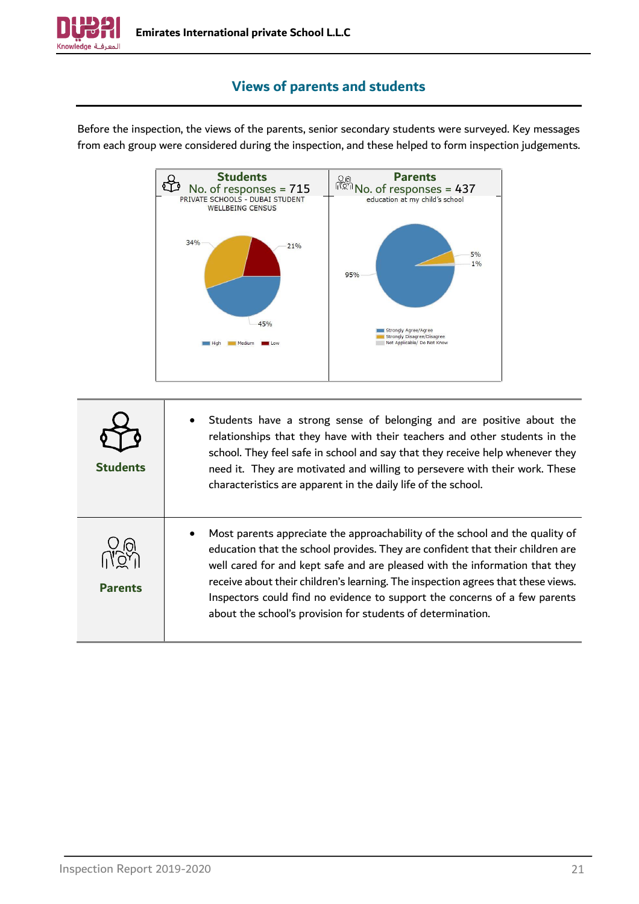## Views of parents and students

Before the inspection, the views of the parents, senior secondary students were surveyed. Key messages from each group were considered during the inspection, and these helped to form inspection judgements.

| Students | Parents |
|---|---|
| No. of responses = 715 | No. of responses = 437 |
| PRIVATE SCHOOLS - DUBAI STUDENT WELLBEING CENSUS | education at my child's school |
| High: 45%, Medium: 34%, Low: 21% | Strongly Agree/Agree: 95%, Strongly Disagree/Disagree: 5%, Not Applicable/ Do Not Know: 1% |

| | |
|---|---|
| **Students** | • Students have a strong sense of belonging and are positive about the relationships that they have with their teachers and other students in the school. They feel safe in school and say that they receive help whenever they need it. They are motivated and willing to persevere with their work. These characteristics are apparent in the daily life of the school. |
| **Parents** | • Most parents appreciate the approachability of the school and the quality of education that the school provides. They are confident that their children are well cared for and kept safe and are pleased with the information that they receive about their children's learning. The inspection agrees that these views. Inspectors could find no evidence to support the concerns of a few parents about the school's provision for students of determination. |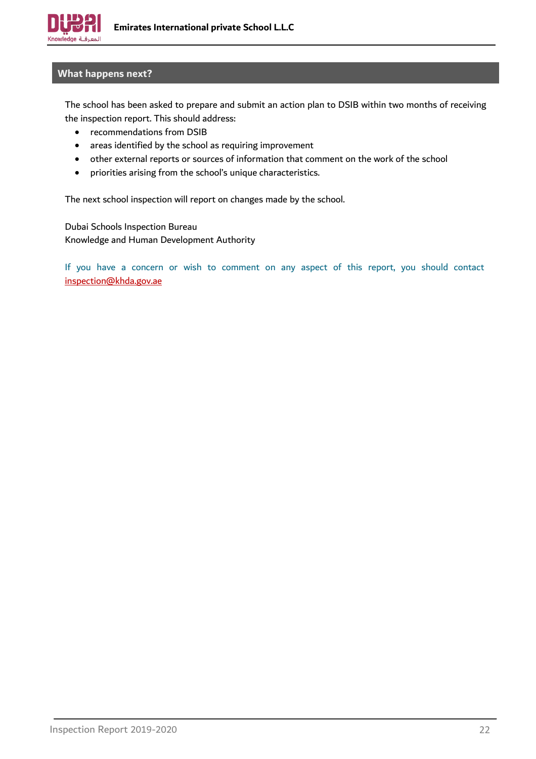## What happens next?

The school has been asked to prepare and submit an action plan to DSIB within two months of receiving the inspection report. This should address:

- recommendations from DSIB
- areas identified by the school as requiring improvement
- other external reports or sources of information that comment on the work of the school
- priorities arising from the school's unique characteristics.

The next school inspection will report on changes made by the school.

Dubai Schools Inspection Bureau
Knowledge and Human Development Authority

If you have a concern or wish to comment on any aspect of this report, you should contact inspection@khda.gov.ae